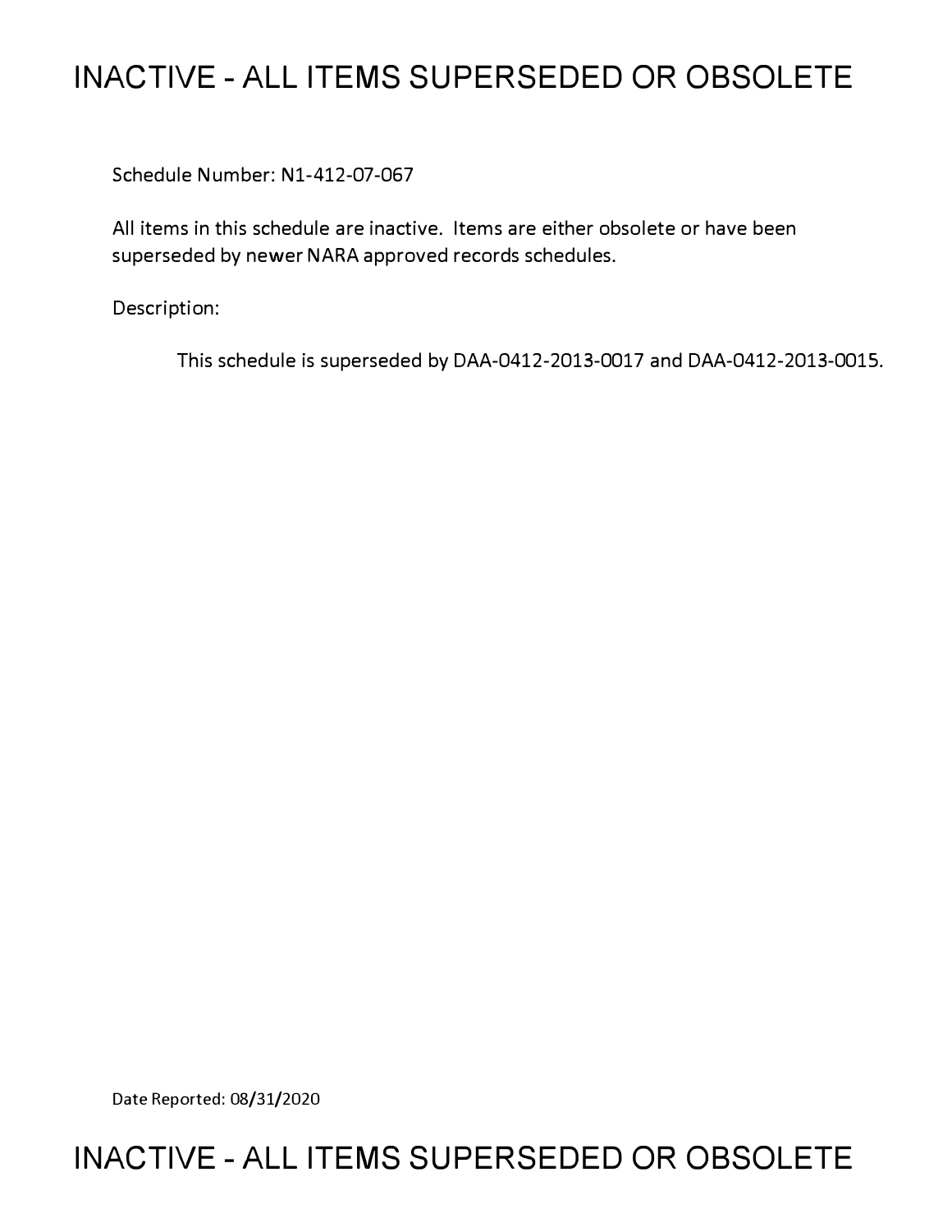# INACTIVE - ALL ITEMS SUPERSEDED OR OBSOLETE

Schedule Number: N1-412-07-067

All items in this schedule are inactive. Items are either obsolete or have been superseded by newer NARA approved records schedules.

Description:

This schedule is superseded by DAA-0412-2013-0017 and DAA-0412-2013-0015.

Date Reported: 08/31/2020

# INACTIVE - ALL ITEMS SUPERSEDED OR OBSOLETE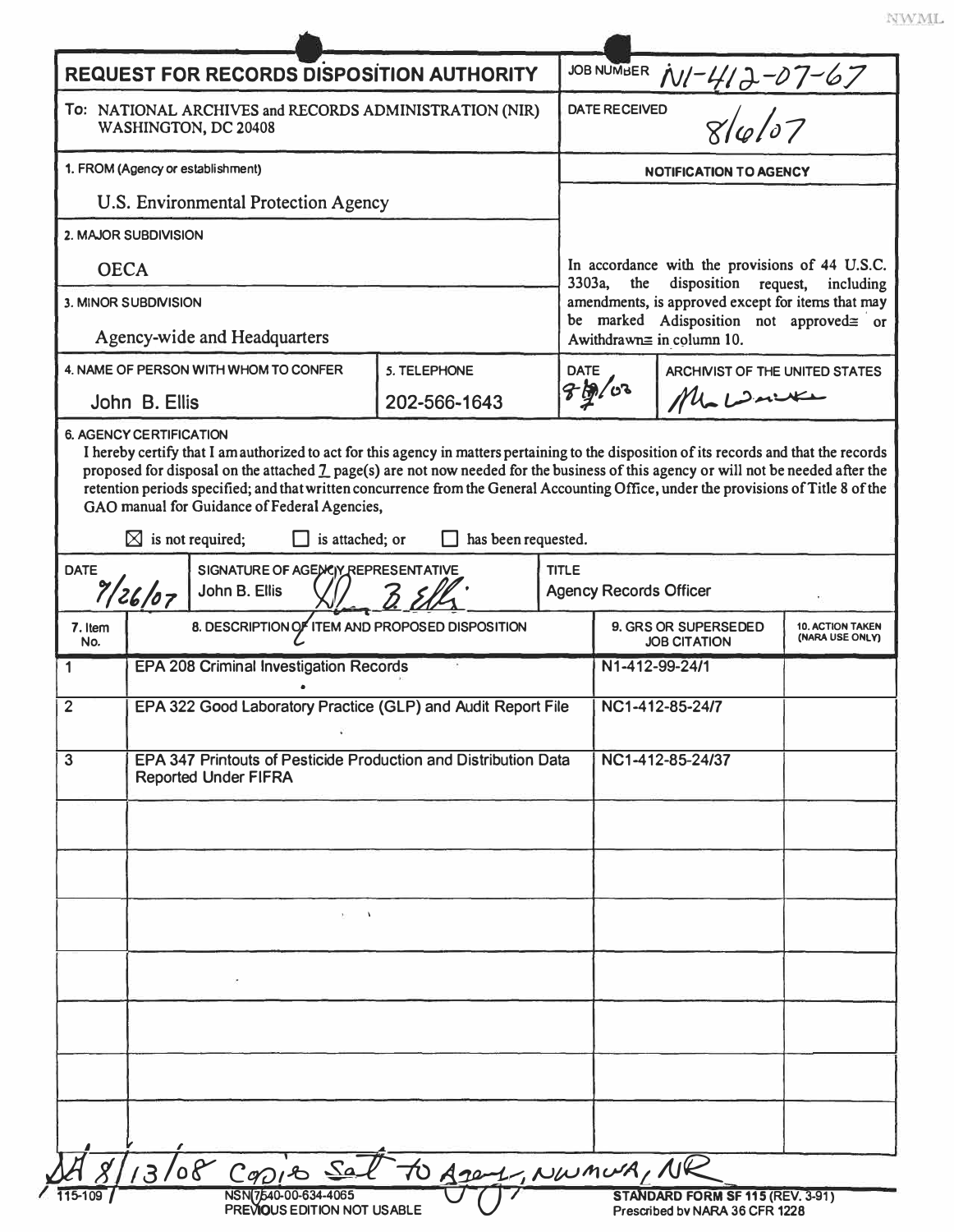NWML

# REQUEST FOR RECORDS DISPOSITION AUTHORITY

**JOB NUMBER** N1-412-07-67

**To:** NATIONAL ARCHIVES and RECORDS ADMINISTRATION (NIR) WASHINGTON, DC 20408

**DATE RECEIVED** 8/6/07

**1. FROM (Agency or establishment)**

U.S. Environmental Protection Agency

**2. MAJOR SUBDIVISION**

OECA

**3. MINOR SUBDIVISION**

Agency-wide and Headquarters

**4. NAME OF PERSON WITH WHOM TO CONFER**

John B. Ellis

**5. TELEPHONE**

202-566-1643

**NOTIFICATION TO AGENCY**

In accordance with the provisions of 44 U.S.C. 3303a, the disposition request, including amendments, is approved except for items that may be marked Adisposition not approved≅ or Awithdrawn≅ in column 10.

**DATE** 8-19/08 **ARCHIVIST OF THE UNITED STATES** [signature]

**6. AGENCY CERTIFICATION**

I hereby certify that I am authorized to act for this agency in matters pertaining to the disposition of its records and that the records proposed for disposal on the attached 7 page(s) are not now needed for the business of this agency or will not be needed after the retention periods specified; and that written concurrence from the General Accounting Office, under the provisions of Title 8 of the GAO manual for Guidance of Federal Agencies,

☒ is not required; ☐ is attached; or ☐ has been requested.

| DATE | SIGNATURE OF AGENCY REPRESENTATIVE | TITLE |
|---|---|---|
| 7/26/07 | John B. Ellis [signature] | Agency Records Officer |

| 7. Item No. | 8. DESCRIPTION OF ITEM AND PROPOSED DISPOSITION | 9. GRS OR SUPERSEDED JOB CITATION | 10. ACTION TAKEN (NARA USE ONLY) |
|---|---|---|---|
| 1 | EPA 208 Criminal Investigation Records | N1-412-99-24/1 | |
| 2 | EPA 322 Good Laboratory Practice (GLP) and Audit Report File | NC1-412-85-24/7 | |
| 3 | EPA 347 Printouts of Pesticide Production and Distribution Data Reported Under FIFRA | NC1-412-85-24/37 | |

8/13/08 Copies sent to Agency, NWMW, NR

115-109

NSN 7540-00-634-4065
PREVIOUS EDITION NOT USABLE

STANDARD FORM SF 115 (REV. 3-91)
Prescribed by NARA 36 CFR 1228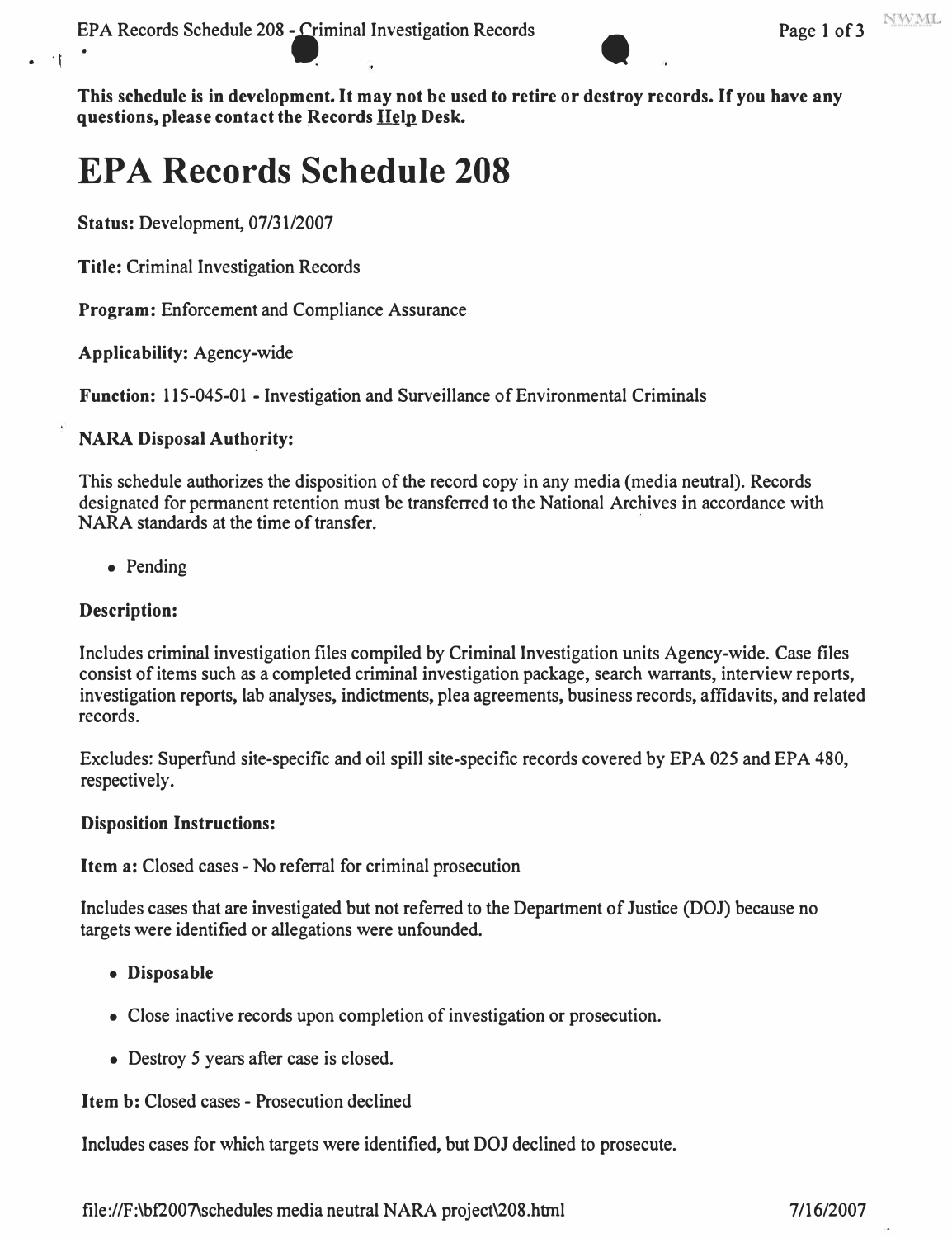**This schedule is in development. It may not be used to retire or destroy records. If you have any questions, please contact the Records Help Desk.**

# EPA Records Schedule 208

**Status:** Development, 07/31/2007

**Title:** Criminal Investigation Records

**Program:** Enforcement and Compliance Assurance

**Applicability:** Agency-wide

**Function:** 115-045-01 - Investigation and Surveillance of Environmental Criminals

**NARA Disposal Authority:**

This schedule authorizes the disposition of the record copy in any media (media neutral). Records designated for permanent retention must be transferred to the National Archives in accordance with NARA standards at the time of transfer.

- Pending

**Description:**

Includes criminal investigation files compiled by Criminal Investigation units Agency-wide. Case files consist of items such as a completed criminal investigation package, search warrants, interview reports, investigation reports, lab analyses, indictments, plea agreements, business records, affidavits, and related records.

Excludes: Superfund site-specific and oil spill site-specific records covered by EPA 025 and EPA 480, respectively.

**Disposition Instructions:**

**Item a:** Closed cases - No referral for criminal prosecution

Includes cases that are investigated but not referred to the Department of Justice (DOJ) because no targets were identified or allegations were unfounded.

- **Disposable**
- Close inactive records upon completion of investigation or prosecution.
- Destroy 5 years after case is closed.

**Item b:** Closed cases - Prosecution declined

Includes cases for which targets were identified, but DOJ declined to prosecute.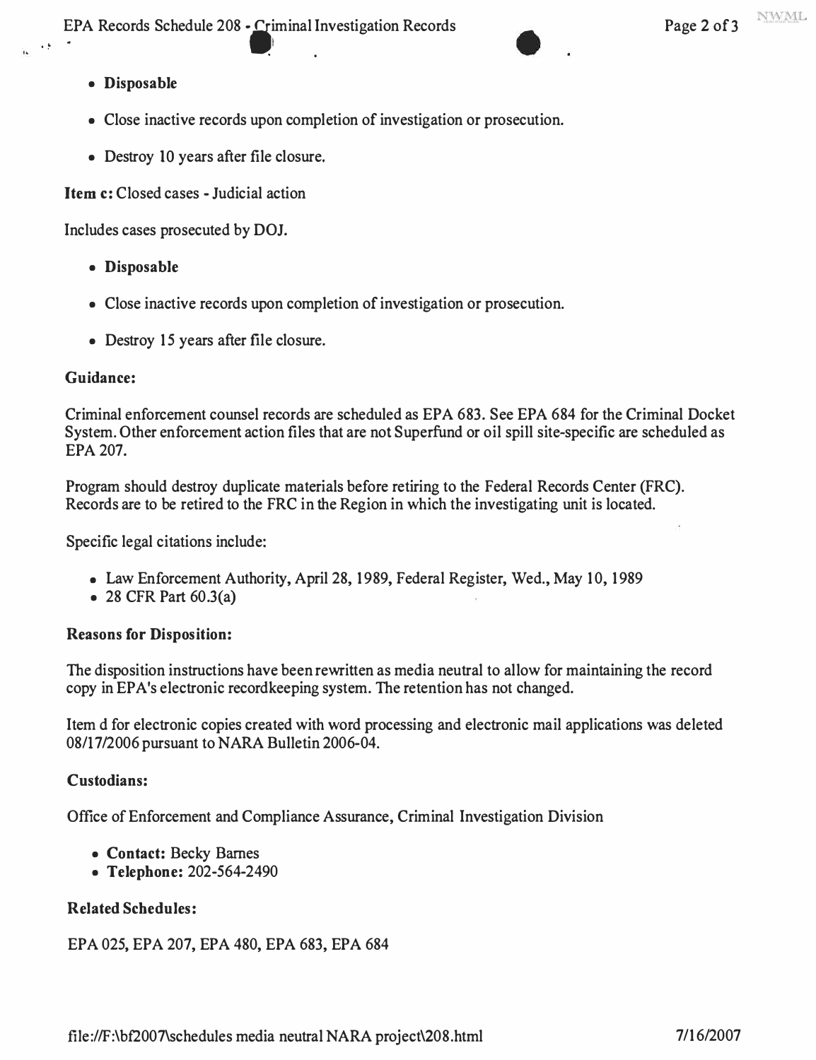- **Disposable**
- Close inactive records upon completion of investigation or prosecution.
- Destroy 10 years after file closure.

**Item c:** Closed cases - Judicial action

Includes cases prosecuted by DOJ.

- **Disposable**
- Close inactive records upon completion of investigation or prosecution.
- Destroy 15 years after file closure.

### Guidance:

Criminal enforcement counsel records are scheduled as EPA 683. See EPA 684 for the Criminal Docket System. Other enforcement action files that are not Superfund or oil spill site-specific are scheduled as EPA 207.

Program should destroy duplicate materials before retiring to the Federal Records Center (FRC). Records are to be retired to the FRC in the Region in which the investigating unit is located.

Specific legal citations include:

- Law Enforcement Authority, April 28, 1989, Federal Register, Wed., May 10, 1989
- 28 CFR Part 60.3(a)

### Reasons for Disposition:

The disposition instructions have been rewritten as media neutral to allow for maintaining the record copy in EPA's electronic recordkeeping system. The retention has not changed.

Item d for electronic copies created with word processing and electronic mail applications was deleted 08/17/2006 pursuant to NARA Bulletin 2006-04.

### Custodians:

Office of Enforcement and Compliance Assurance, Criminal Investigation Division

- **Contact:** Becky Barnes
- **Telephone:** 202-564-2490

### Related Schedules:

EPA 025, EPA 207, EPA 480, EPA 683, EPA 684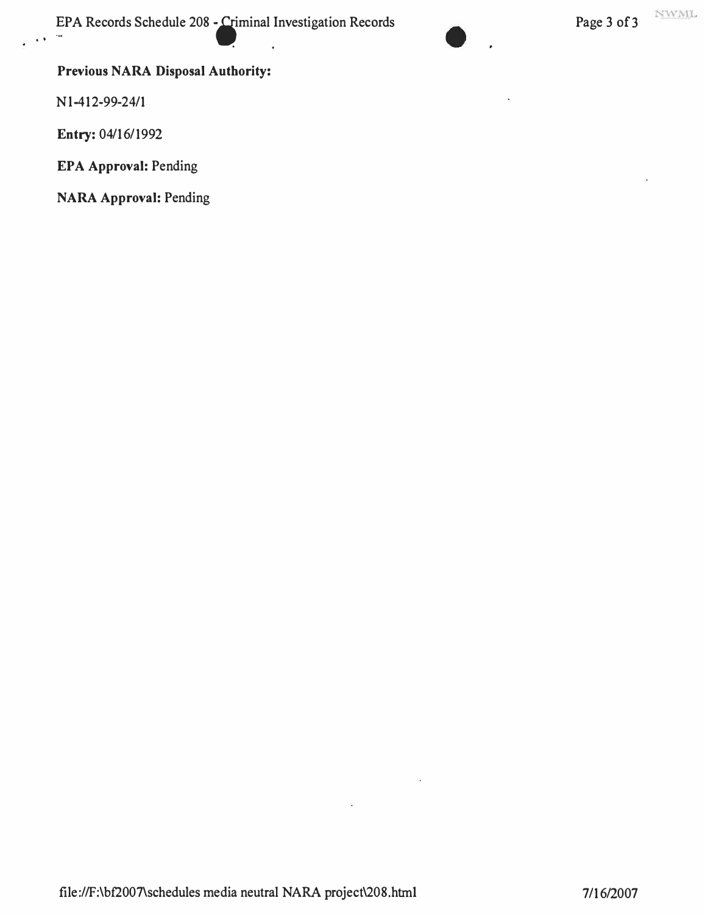**Previous NARA Disposal Authority:**

N1-412-99-24/1

**Entry:** 04/16/1992

**EPA Approval:** Pending

**NARA Approval:** Pending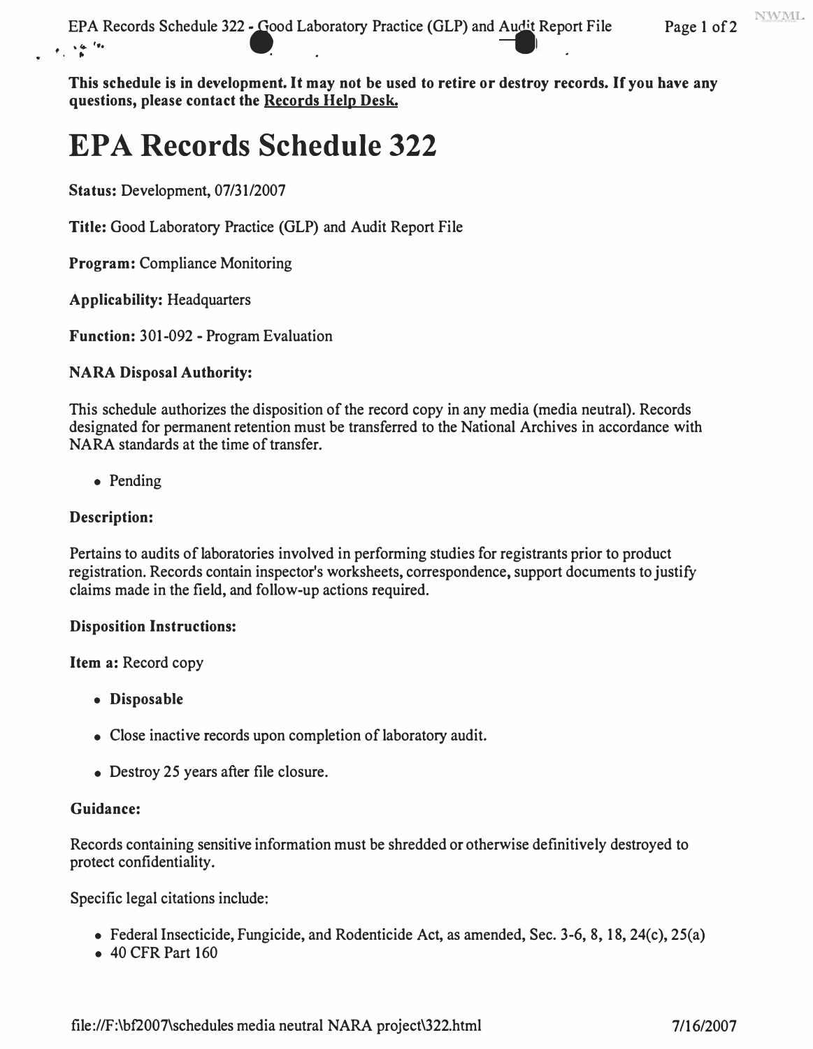**This schedule is in development. It may not be used to retire or destroy records. If you have any questions, please contact the Records Help Desk.**

# EPA Records Schedule 322

**Status:** Development, 07/31/2007

**Title:** Good Laboratory Practice (GLP) and Audit Report File

**Program:** Compliance Monitoring

**Applicability:** Headquarters

**Function:** 301-092 - Program Evaluation

**NARA Disposal Authority:**

This schedule authorizes the disposition of the record copy in any media (media neutral). Records designated for permanent retention must be transferred to the National Archives in accordance with NARA standards at the time of transfer.

- Pending

**Description:**

Pertains to audits of laboratories involved in performing studies for registrants prior to product registration. Records contain inspector's worksheets, correspondence, support documents to justify claims made in the field, and follow-up actions required.

**Disposition Instructions:**

**Item a:** Record copy

- **Disposable**
- Close inactive records upon completion of laboratory audit.
- Destroy 25 years after file closure.

**Guidance:**

Records containing sensitive information must be shredded or otherwise definitively destroyed to protect confidentiality.

Specific legal citations include:

- Federal Insecticide, Fungicide, and Rodenticide Act, as amended, Sec. 3-6, 8, 18, 24(c), 25(a)
- 40 CFR Part 160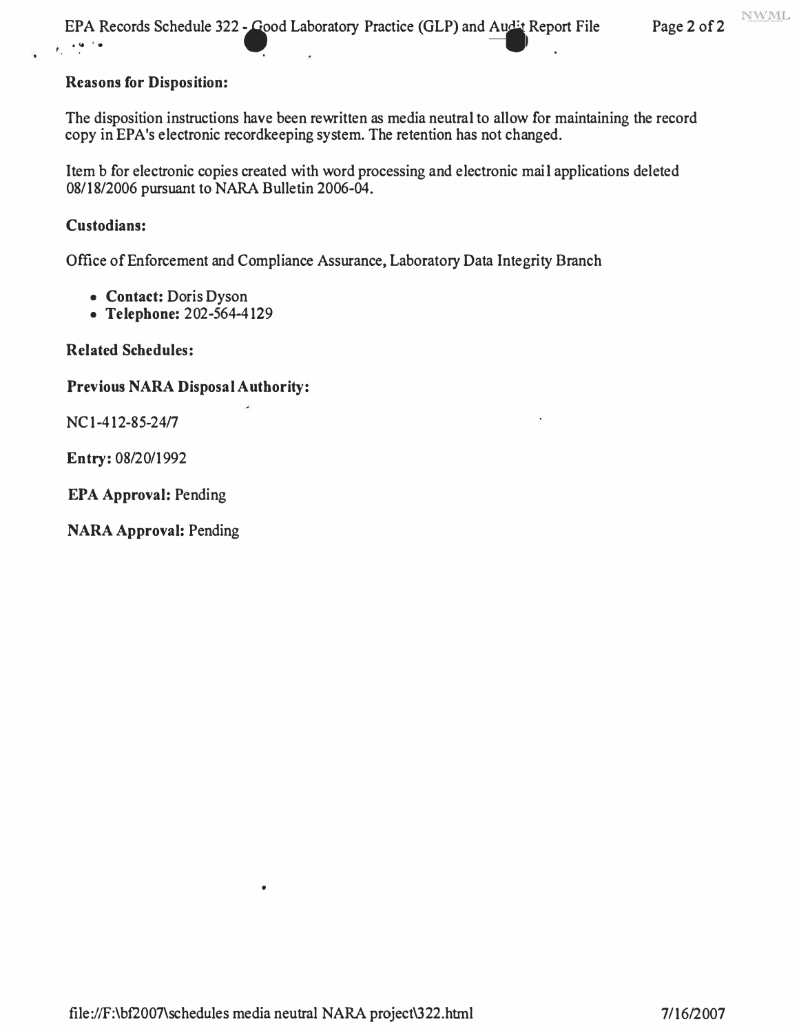**Reasons for Disposition:**

The disposition instructions have been rewritten as media neutral to allow for maintaining the record copy in EPA's electronic recordkeeping system. The retention has not changed.

Item b for electronic copies created with word processing and electronic mail applications deleted 08/18/2006 pursuant to NARA Bulletin 2006-04.

**Custodians:**

Office of Enforcement and Compliance Assurance, Laboratory Data Integrity Branch

- **Contact:** Doris Dyson
- **Telephone:** 202-564-4129

**Related Schedules:**

**Previous NARA Disposal Authority:**

NC1-412-85-24/7

**Entry:** 08/20/1992

**EPA Approval:** Pending

**NARA Approval:** Pending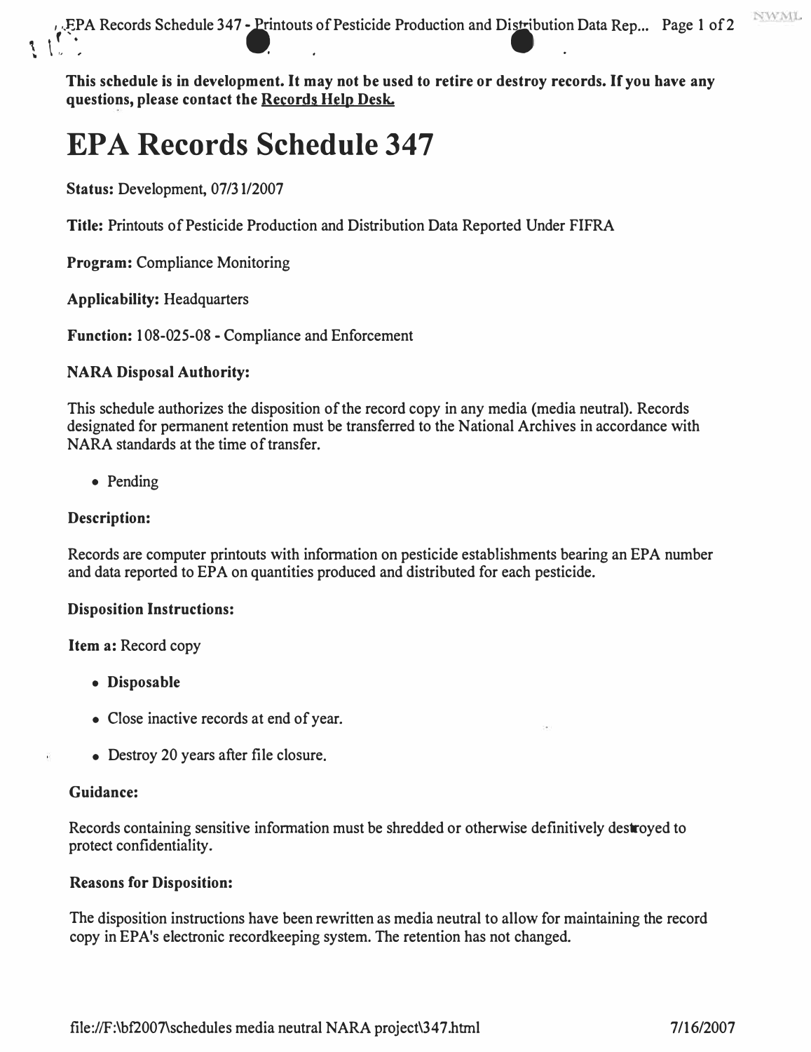**This schedule is in development. It may not be used to retire or destroy records. If you have any questions, please contact the Records Help Desk.**

# EPA Records Schedule 347

**Status:** Development, 07/31/2007

**Title:** Printouts of Pesticide Production and Distribution Data Reported Under FIFRA

**Program:** Compliance Monitoring

**Applicability:** Headquarters

**Function:** 108-025-08 - Compliance and Enforcement

**NARA Disposal Authority:**

This schedule authorizes the disposition of the record copy in any media (media neutral). Records designated for permanent retention must be transferred to the National Archives in accordance with NARA standards at the time of transfer.

- Pending

**Description:**

Records are computer printouts with information on pesticide establishments bearing an EPA number and data reported to EPA on quantities produced and distributed for each pesticide.

**Disposition Instructions:**

**Item a:** Record copy

- **Disposable**
- Close inactive records at end of year.
- Destroy 20 years after file closure.

**Guidance:**

Records containing sensitive information must be shredded or otherwise definitively destroyed to protect confidentiality.

**Reasons for Disposition:**

The disposition instructions have been rewritten as media neutral to allow for maintaining the record copy in EPA's electronic recordkeeping system. The retention has not changed.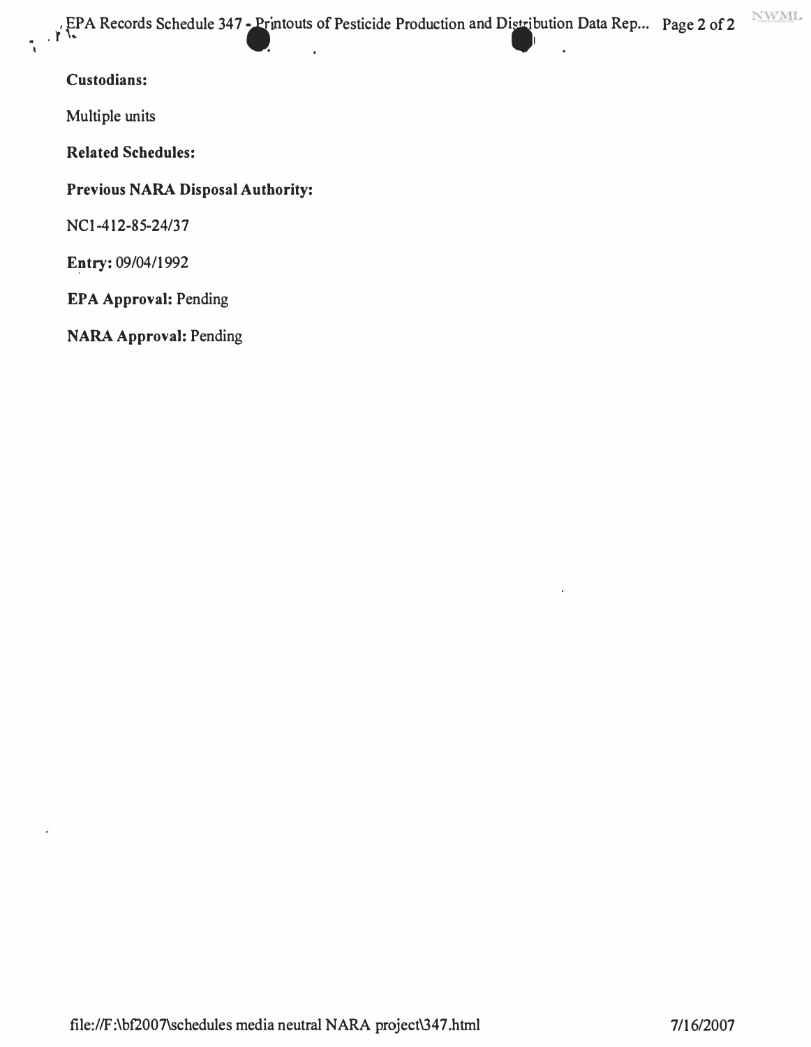**Custodians:**

Multiple units

**Related Schedules:**

**Previous NARA Disposal Authority:**

NC1-412-85-24/37

**Entry:** 09/04/1992

**EPA Approval:** Pending

**NARA Approval:** Pending